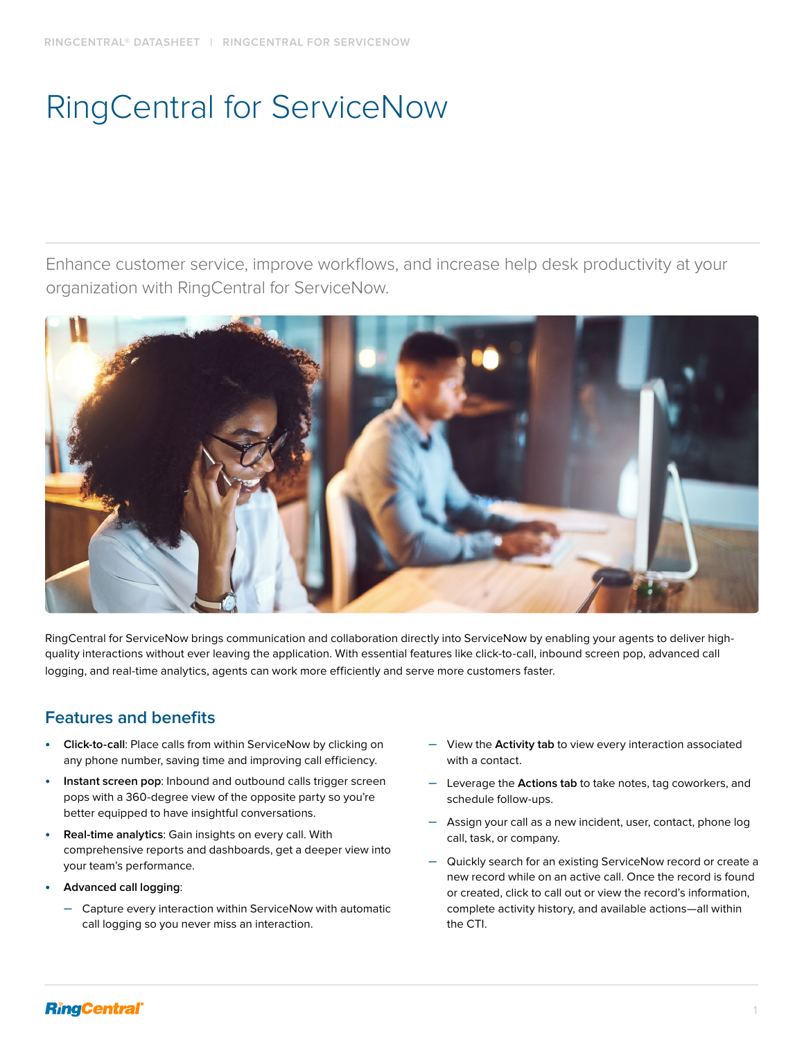# RingCentral for ServiceNow

Enhance customer service, improve workflows, and increase help desk productivity at your organization with RingCentral for ServiceNow.

RingCentral for ServiceNow brings communication and collaboration directly into ServiceNow by enabling your agents to deliver high-quality interactions without ever leaving the application. With essential features like click-to-call, inbound screen pop, advanced call logging, and real-time analytics, agents can work more efficiently and serve more customers faster.

## Features and benefits

- **Click-to-call**: Place calls from within ServiceNow by clicking on any phone number, saving time and improving call efficiency.
- **Instant screen pop**: Inbound and outbound calls trigger screen pops with a 360-degree view of the opposite party so you're better equipped to have insightful conversations.
- **Real-time analytics**: Gain insights on every call. With comprehensive reports and dashboards, get a deeper view into your team's performance.
- **Advanced call logging**:
  - Capture every interaction within ServiceNow with automatic call logging so you never miss an interaction.
  - View the **Activity tab** to view every interaction associated with a contact.
  - Leverage the **Actions tab** to take notes, tag coworkers, and schedule follow-ups.
  - Assign your call as a new incident, user, contact, phone log call, task, or company.
  - Quickly search for an existing ServiceNow record or create a new record while on an active call. Once the record is found or created, click to call out or view the record's information, complete activity history, and available actions—all within the CTI.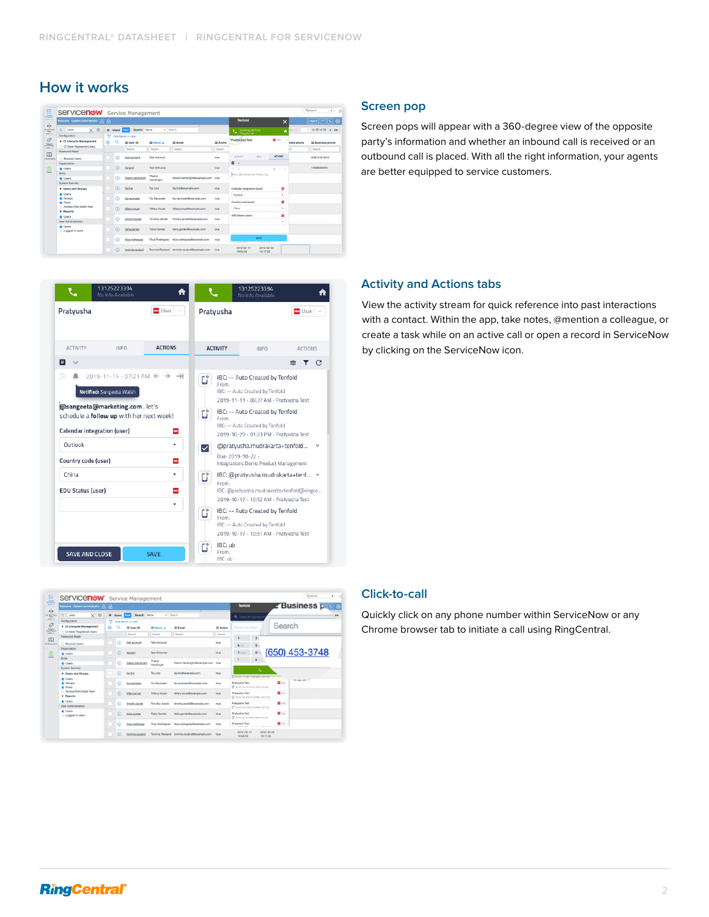## How it works

### Screen pop

Screen pops will appear with a 360-degree view of the opposite party's information and whether an inbound call is received or an outbound call is placed. With all the right information, your agents are better equipped to service customers.

### Activity and Actions tabs

View the activity stream for quick reference into past interactions with a contact. Within the app, take notes, @mention a colleague, or create a task while on an active call or open a record in ServiceNow by clicking on the ServiceNow icon.

### Click-to-call

Quickly click on any phone number within ServiceNow or any Chrome browser tab to initiate a call using RingCentral.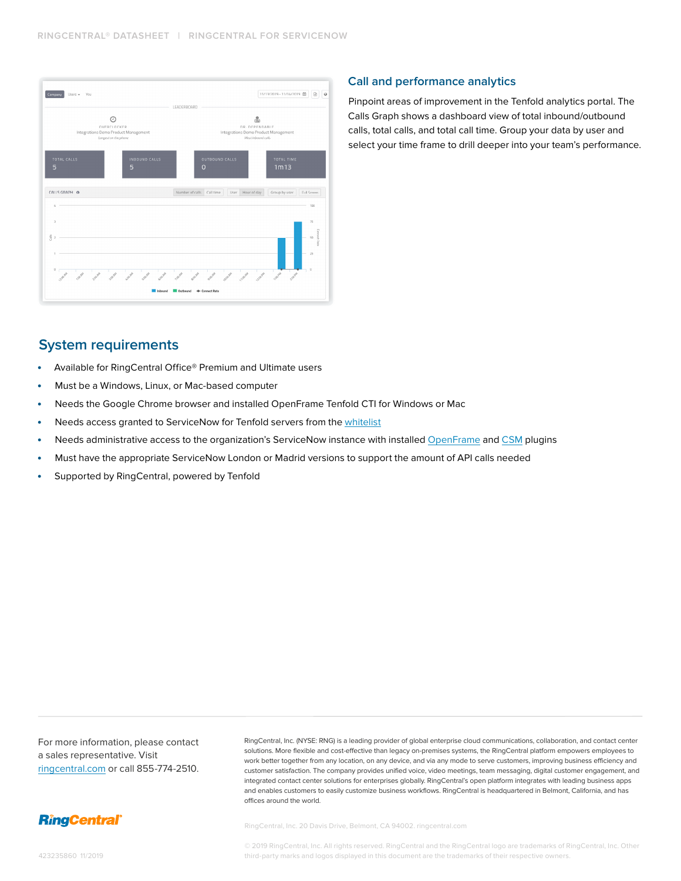## Call and performance analytics

Pinpoint areas of improvement in the Tenfold analytics portal. The Calls Graph shows a dashboard view of total inbound/outbound calls, total calls, and total call time. Group your data by user and select your time frame to drill deeper into your team's performance.

## System requirements

- Available for RingCentral Office® Premium and Ultimate users
- Must be a Windows, Linux, or Mac-based computer
- Needs the Google Chrome browser and installed OpenFrame Tenfold CTI for Windows or Mac
- Needs access granted to ServiceNow for Tenfold servers from the whitelist
- Needs administrative access to the organization's ServiceNow instance with installed OpenFrame and CSM plugins
- Must have the appropriate ServiceNow London or Madrid versions to support the amount of API calls needed
- Supported by RingCentral, powered by Tenfold

For more information, please contact a sales representative. Visit ringcentral.com or call 855-774-2510.

RingCentral, Inc. (NYSE: RNG) is a leading provider of global enterprise cloud communications, collaboration, and contact center solutions. More flexible and cost-effective than legacy on-premises systems, the RingCentral platform empowers employees to work better together from any location, on any device, and via any mode to serve customers, improving business efficiency and customer satisfaction. The company provides unified voice, video meetings, team messaging, digital customer engagement, and integrated contact center solutions for enterprises globally. RingCentral's open platform integrates with leading business apps and enables customers to easily customize business workflows. RingCentral is headquartered in Belmont, California, and has offices around the world.

RingCentral

RingCentral, Inc. 20 Davis Drive, Belmont, CA 94002. ringcentral.com

© 2019 RingCentral, Inc. All rights reserved. RingCentral and the RingCentral logo are trademarks of RingCentral, Inc. Other third-party marks and logos displayed in this document are the trademarks of their respective owners.

423235860 11/2019